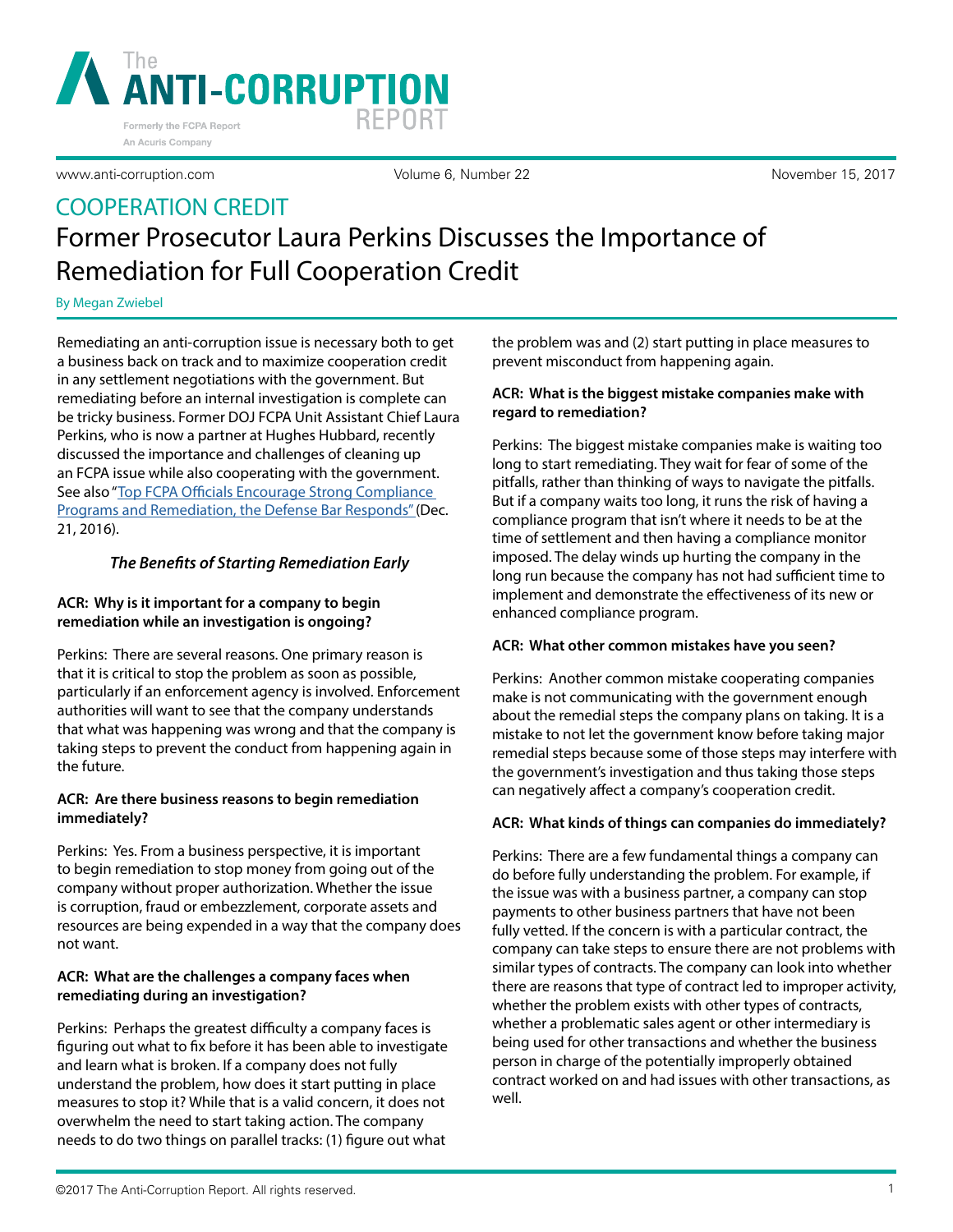# COOPERATION CREDIT

## Former Prosecutor Laura Perkins Discusses the Importance of Remediation for Full Cooperation Credit

By Megan Zwiebel

Remediating an anti-corruption issue is necessary both to get a business back on track and to maximize cooperation credit in any settlement negotiations with the government. But remediating before an internal investigation is complete can be tricky business. Former DOJ FCPA Unit Assistant Chief Laura Perkins, who is now a partner at Hughes Hubbard, recently discussed the importance and challenges of cleaning up an FCPA issue while also cooperating with the government. See also "Top FCPA Officials Encourage Strong Compliance Programs and Remediation, the Defense Bar Responds" (Dec. 21, 2016).

### *The Benefits of Starting Remediation Early*

**ACR: Why is it important for a company to begin remediation while an investigation is ongoing?**

Perkins: There are several reasons. One primary reason is that it is critical to stop the problem as soon as possible, particularly if an enforcement agency is involved. Enforcement authorities will want to see that the company understands that what was happening was wrong and that the company is taking steps to prevent the conduct from happening again in the future.

**ACR: Are there business reasons to begin remediation immediately?**

Perkins: Yes. From a business perspective, it is important to begin remediation to stop money from going out of the company without proper authorization. Whether the issue is corruption, fraud or embezzlement, corporate assets and resources are being expended in a way that the company does not want.

**ACR: What are the challenges a company faces when remediating during an investigation?**

Perkins: Perhaps the greatest difficulty a company faces is figuring out what to fix before it has been able to investigate and learn what is broken. If a company does not fully understand the problem, how does it start putting in place measures to stop it? While that is a valid concern, it does not overwhelm the need to start taking action. The company needs to do two things on parallel tracks: (1) figure out what the problem was and (2) start putting in place measures to prevent misconduct from happening again.

**ACR: What is the biggest mistake companies make with regard to remediation?**

Perkins: The biggest mistake companies make is waiting too long to start remediating. They wait for fear of some of the pitfalls, rather than thinking of ways to navigate the pitfalls. But if a company waits too long, it runs the risk of having a compliance program that isn't where it needs to be at the time of settlement and then having a compliance monitor imposed. The delay winds up hurting the company in the long run because the company has not had sufficient time to implement and demonstrate the effectiveness of its new or enhanced compliance program.

**ACR: What other common mistakes have you seen?**

Perkins: Another common mistake cooperating companies make is not communicating with the government enough about the remedial steps the company plans on taking. It is a mistake to not let the government know before taking major remedial steps because some of those steps may interfere with the government's investigation and thus taking those steps can negatively affect a company's cooperation credit.

**ACR: What kinds of things can companies do immediately?**

Perkins: There are a few fundamental things a company can do before fully understanding the problem. For example, if the issue was with a business partner, a company can stop payments to other business partners that have not been fully vetted. If the concern is with a particular contract, the company can take steps to ensure there are not problems with similar types of contracts. The company can look into whether there are reasons that type of contract led to improper activity, whether the problem exists with other types of contracts, whether a problematic sales agent or other intermediary is being used for other transactions and whether the business person in charge of the potentially improperly obtained contract worked on and had issues with other transactions, as well.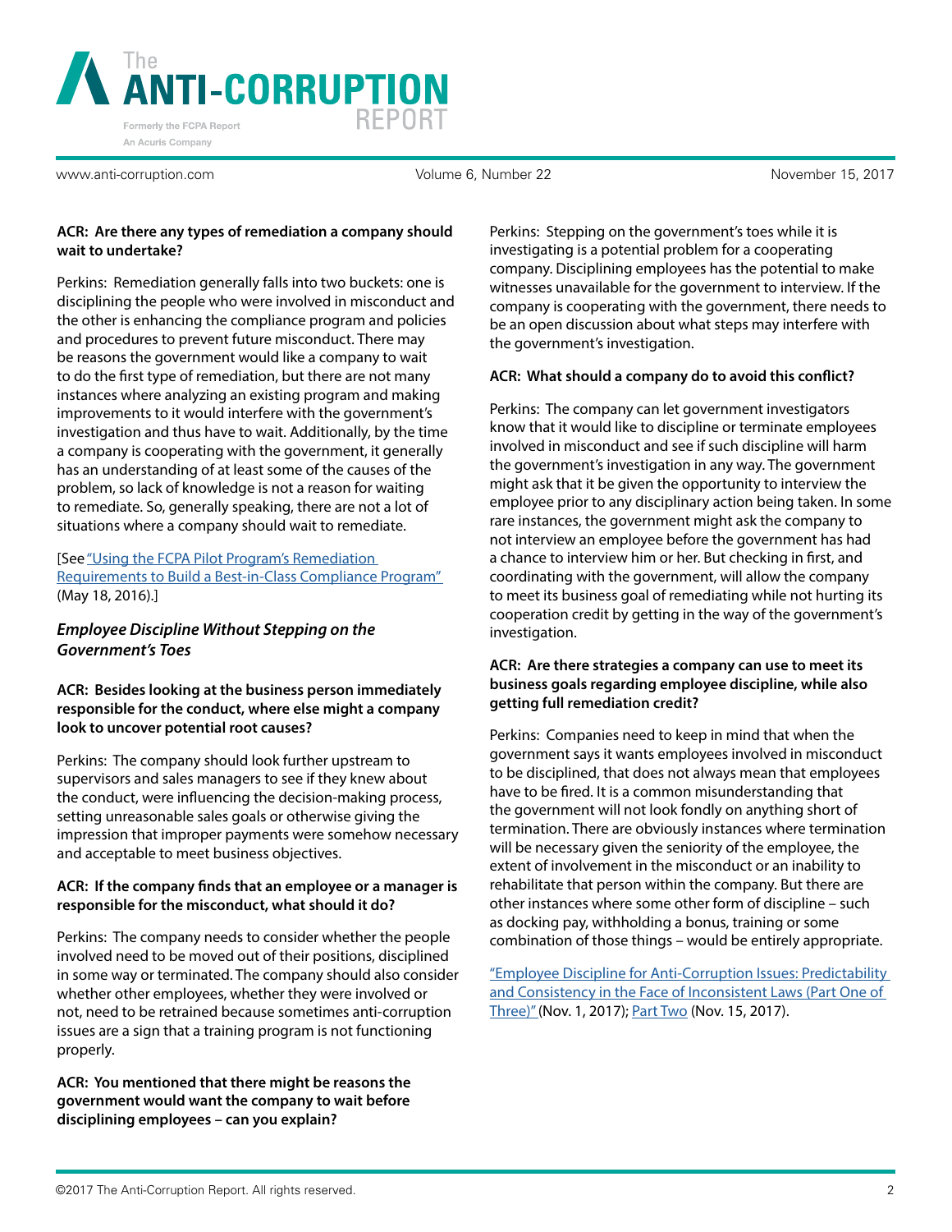**ACR: Are there any types of remediation a company should wait to undertake?**

Perkins: Remediation generally falls into two buckets: one is disciplining the people who were involved in misconduct and the other is enhancing the compliance program and policies and procedures to prevent future misconduct. There may be reasons the government would like a company to wait to do the first type of remediation, but there are not many instances where analyzing an existing program and making improvements to it would interfere with the government's investigation and thus have to wait. Additionally, by the time a company is cooperating with the government, it generally has an understanding of at least some of the causes of the problem, so lack of knowledge is not a reason for waiting to remediate. So, generally speaking, there are not a lot of situations where a company should wait to remediate.

[See "Using the FCPA Pilot Program's Remediation Requirements to Build a Best-in-Class Compliance Program" (May 18, 2016).]

### *Employee Discipline Without Stepping on the Government's Toes*

**ACR: Besides looking at the business person immediately responsible for the conduct, where else might a company look to uncover potential root causes?**

Perkins: The company should look further upstream to supervisors and sales managers to see if they knew about the conduct, were influencing the decision-making process, setting unreasonable sales goals or otherwise giving the impression that improper payments were somehow necessary and acceptable to meet business objectives.

**ACR: If the company finds that an employee or a manager is responsible for the misconduct, what should it do?**

Perkins: The company needs to consider whether the people involved need to be moved out of their positions, disciplined in some way or terminated. The company should also consider whether other employees, whether they were involved or not, need to be retrained because sometimes anti-corruption issues are a sign that a training program is not functioning properly.

**ACR: You mentioned that there might be reasons the government would want the company to wait before disciplining employees – can you explain?**

Perkins: Stepping on the government's toes while it is investigating is a potential problem for a cooperating company. Disciplining employees has the potential to make witnesses unavailable for the government to interview. If the company is cooperating with the government, there needs to be an open discussion about what steps may interfere with the government's investigation.

**ACR: What should a company do to avoid this conflict?**

Perkins: The company can let government investigators know that it would like to discipline or terminate employees involved in misconduct and see if such discipline will harm the government's investigation in any way. The government might ask that it be given the opportunity to interview the employee prior to any disciplinary action being taken. In some rare instances, the government might ask the company to not interview an employee before the government has had a chance to interview him or her. But checking in first, and coordinating with the government, will allow the company to meet its business goal of remediating while not hurting its cooperation credit by getting in the way of the government's investigation.

**ACR: Are there strategies a company can use to meet its business goals regarding employee discipline, while also getting full remediation credit?**

Perkins: Companies need to keep in mind that when the government says it wants employees involved in misconduct to be disciplined, that does not always mean that employees have to be fired. It is a common misunderstanding that the government will not look fondly on anything short of termination. There are obviously instances where termination will be necessary given the seniority of the employee, the extent of involvement in the misconduct or an inability to rehabilitate that person within the company. But there are other instances where some other form of discipline – such as docking pay, withholding a bonus, training or some combination of those things – would be entirely appropriate.

"Employee Discipline for Anti-Corruption Issues: Predictability and Consistency in the Face of Inconsistent Laws (Part One of Three)" (Nov. 1, 2017); Part Two (Nov. 15, 2017).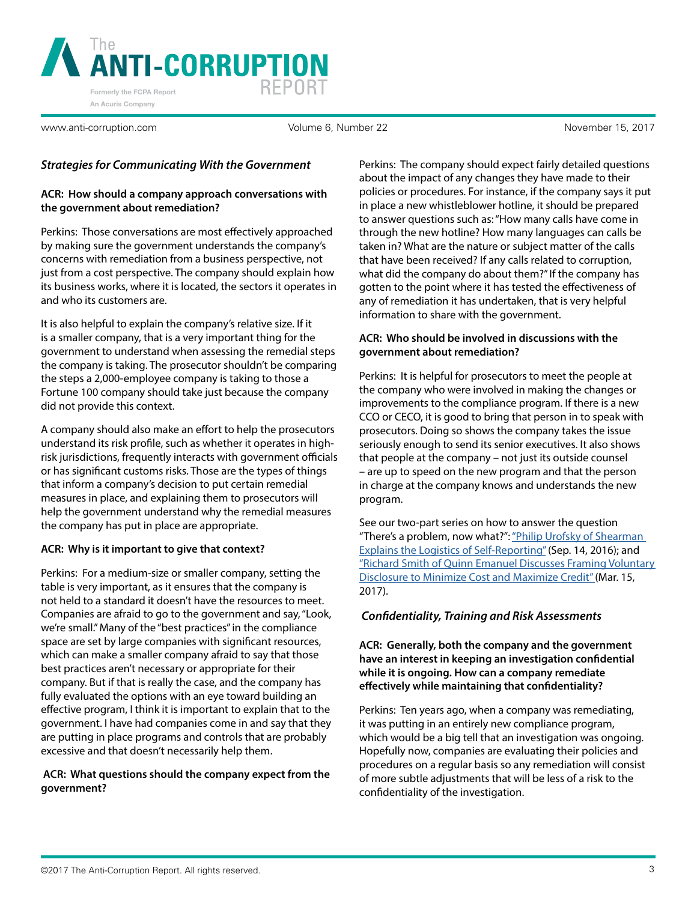### *Strategies for Communicating With the Government*

**ACR: How should a company approach conversations with the government about remediation?**

Perkins: Those conversations are most effectively approached by making sure the government understands the company's concerns with remediation from a business perspective, not just from a cost perspective. The company should explain how its business works, where it is located, the sectors it operates in and who its customers are.

It is also helpful to explain the company's relative size. If it is a smaller company, that is a very important thing for the government to understand when assessing the remedial steps the company is taking. The prosecutor shouldn't be comparing the steps a 2,000-employee company is taking to those a Fortune 100 company should take just because the company did not provide this context.

A company should also make an effort to help the prosecutors understand its risk profile, such as whether it operates in high-risk jurisdictions, frequently interacts with government officials or has significant customs risks. Those are the types of things that inform a company's decision to put certain remedial measures in place, and explaining them to prosecutors will help the government understand why the remedial measures the company has put in place are appropriate.

**ACR: Why is it important to give that context?**

Perkins: For a medium-size or smaller company, setting the table is very important, as it ensures that the company is not held to a standard it doesn't have the resources to meet. Companies are afraid to go to the government and say, "Look, we're small." Many of the "best practices" in the compliance space are set by large companies with significant resources, which can make a smaller company afraid to say that those best practices aren't necessary or appropriate for their company. But if that is really the case, and the company has fully evaluated the options with an eye toward building an effective program, I think it is important to explain that to the government. I have had companies come in and say that they are putting in place programs and controls that are probably excessive and that doesn't necessarily help them.

**ACR: What questions should the company expect from the government?**

Perkins: The company should expect fairly detailed questions about the impact of any changes they have made to their policies or procedures. For instance, if the company says it put in place a new whistleblower hotline, it should be prepared to answer questions such as: "How many calls have come in through the new hotline? How many languages can calls be taken in? What are the nature or subject matter of the calls that have been received? If any calls related to corruption, what did the company do about them?" If the company has gotten to the point where it has tested the effectiveness of any of remediation it has undertaken, that is very helpful information to share with the government.

**ACR: Who should be involved in discussions with the government about remediation?**

Perkins: It is helpful for prosecutors to meet the people at the company who were involved in making the changes or improvements to the compliance program. If there is a new CCO or CECO, it is good to bring that person in to speak with prosecutors. Doing so shows the company takes the issue seriously enough to send its senior executives. It also shows that people at the company – not just its outside counsel – are up to speed on the new program and that the person in charge at the company knows and understands the new program.

See our two-part series on how to answer the question "There's a problem, now what?": "Philip Urofsky of Shearman Explains the Logistics of Self-Reporting" (Sep. 14, 2016); and "Richard Smith of Quinn Emanuel Discusses Framing Voluntary Disclosure to Minimize Cost and Maximize Credit" (Mar. 15, 2017).

### *Confidentiality, Training and Risk Assessments*

**ACR: Generally, both the company and the government have an interest in keeping an investigation confidential while it is ongoing. How can a company remediate effectively while maintaining that confidentiality?**

Perkins: Ten years ago, when a company was remediating, it was putting in an entirely new compliance program, which would be a big tell that an investigation was ongoing. Hopefully now, companies are evaluating their policies and procedures on a regular basis so any remediation will consist of more subtle adjustments that will be less of a risk to the confidentiality of the investigation.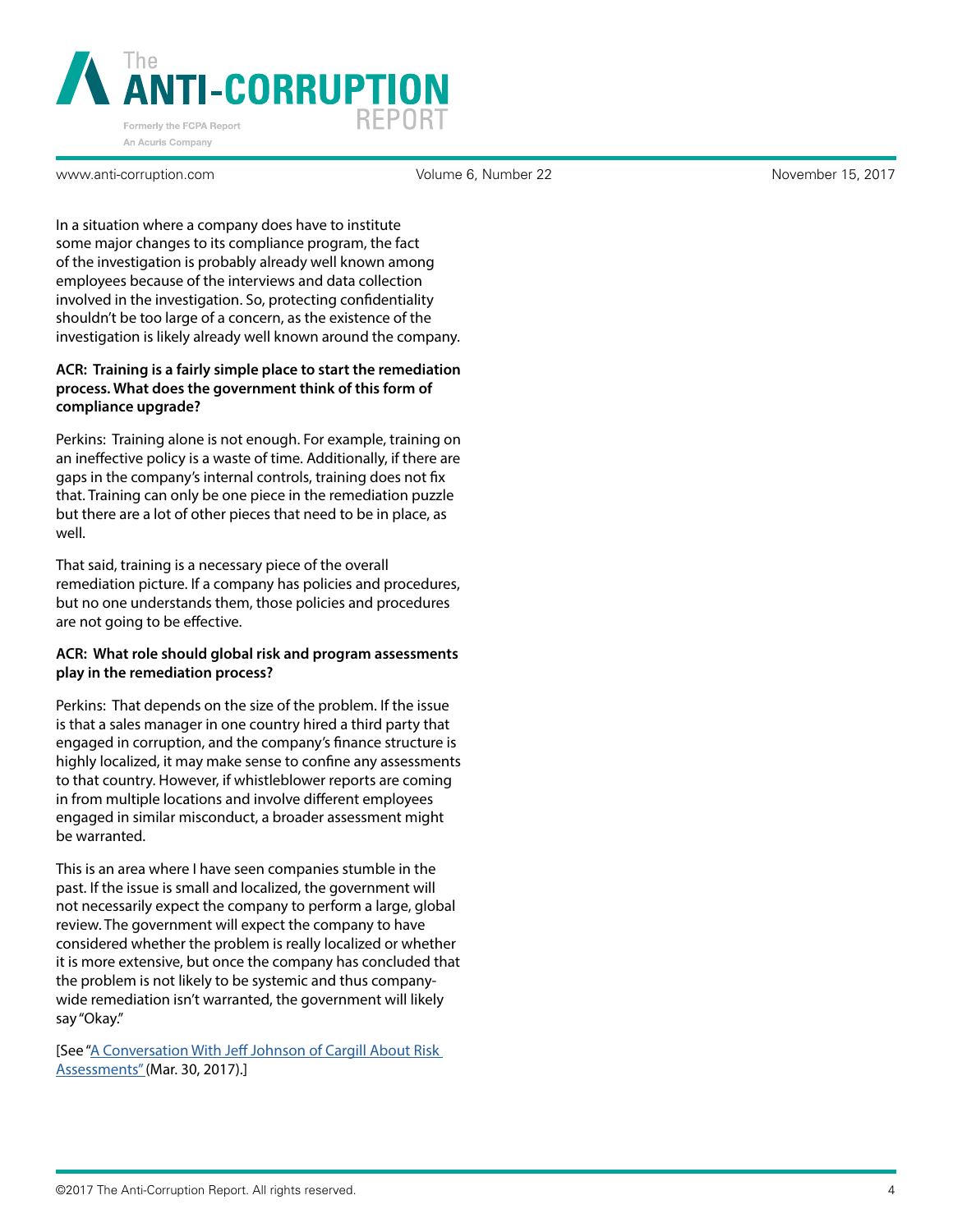In a situation where a company does have to institute some major changes to its compliance program, the fact of the investigation is probably already well known among employees because of the interviews and data collection involved in the investigation. So, protecting confidentiality shouldn't be too large of a concern, as the existence of the investigation is likely already well known around the company.

**ACR: Training is a fairly simple place to start the remediation process. What does the government think of this form of compliance upgrade?**

Perkins: Training alone is not enough. For example, training on an ineffective policy is a waste of time. Additionally, if there are gaps in the company's internal controls, training does not fix that. Training can only be one piece in the remediation puzzle but there are a lot of other pieces that need to be in place, as well.

That said, training is a necessary piece of the overall remediation picture. If a company has policies and procedures, but no one understands them, those policies and procedures are not going to be effective.

**ACR: What role should global risk and program assessments play in the remediation process?**

Perkins: That depends on the size of the problem. If the issue is that a sales manager in one country hired a third party that engaged in corruption, and the company's finance structure is highly localized, it may make sense to confine any assessments to that country. However, if whistleblower reports are coming in from multiple locations and involve different employees engaged in similar misconduct, a broader assessment might be warranted.

This is an area where I have seen companies stumble in the past. If the issue is small and localized, the government will not necessarily expect the company to perform a large, global review. The government will expect the company to have considered whether the problem is really localized or whether it is more extensive, but once the company has concluded that the problem is not likely to be systemic and thus company-wide remediation isn't warranted, the government will likely say "Okay."

[See "A Conversation With Jeff Johnson of Cargill About Risk Assessments" (Mar. 30, 2017).]